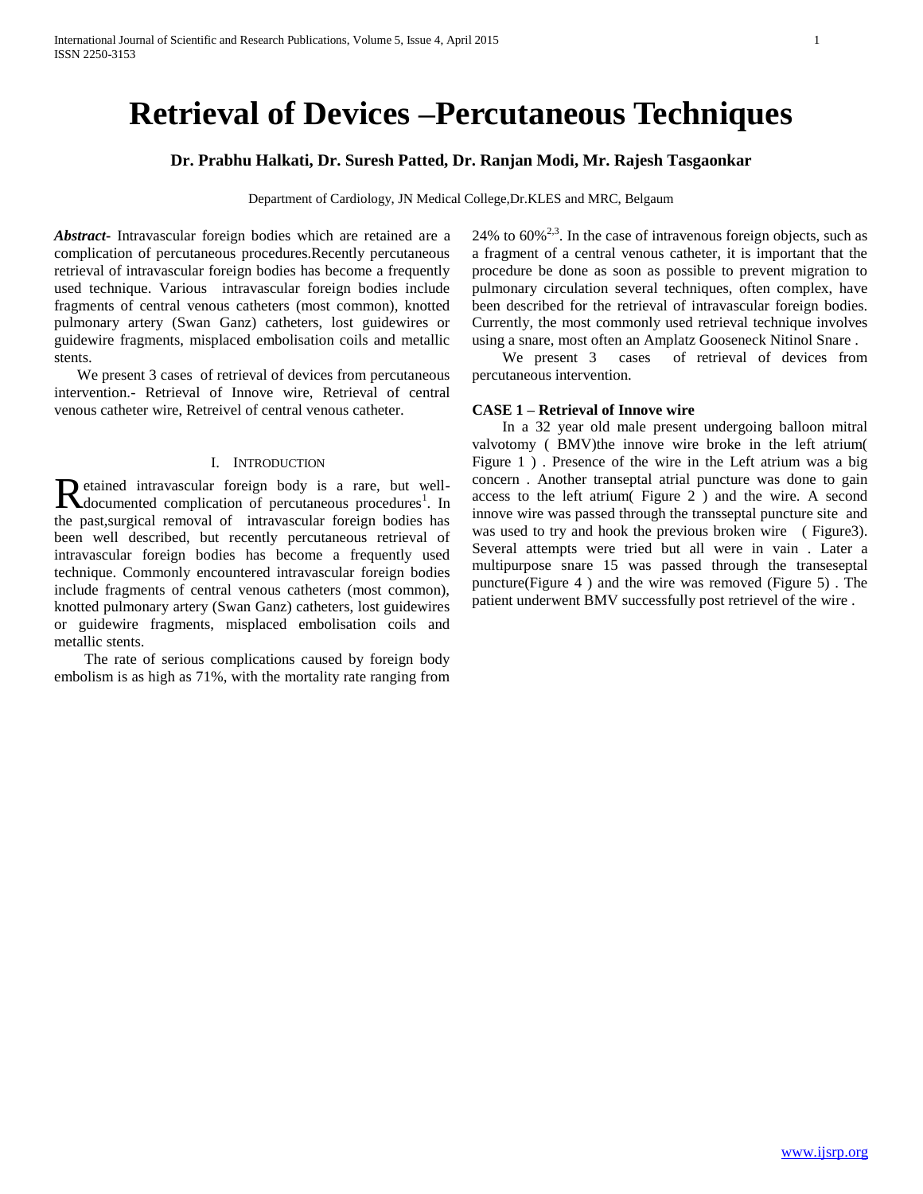# Retrieval of Devices –Percutaneous Techniques

**Dr. Prabhu Halkati, Dr. Suresh Patted, Dr. Ranjan Modi, Mr. Rajesh Tasgaonkar**

Department of Cardiology, JN Medical College,Dr.KLES and MRC, Belgaum

***Abstract-*** Intravascular foreign bodies which are retained are a complication of percutaneous procedures.Recently percutaneous retrieval of intravascular foreign bodies has become a frequently used technique. Various intravascular foreign bodies include fragments of central venous catheters (most common), knotted pulmonary artery (Swan Ganz) catheters, lost guidewires or guidewire fragments, misplaced embolisation coils and metallic stents.

We present 3 cases of retrieval of devices from percutaneous intervention.- Retrieval of Innove wire, Retrieval of central venous catheter wire, Retreivel of central venous catheter.

## I. Introduction

Retained intravascular foreign body is a rare, but well-documented complication of percutaneous procedures[1]. In the past,surgical removal of intravascular foreign bodies has been well described, but recently percutaneous retrieval of intravascular foreign bodies has become a frequently used technique. Commonly encountered intravascular foreign bodies include fragments of central venous catheters (most common), knotted pulmonary artery (Swan Ganz) catheters, lost guidewires or guidewire fragments, misplaced embolisation coils and metallic stents.

The rate of serious complications caused by foreign body embolism is as high as 71%, with the mortality rate ranging from 24% to 60%[2,3]. In the case of intravenous foreign objects, such as a fragment of a central venous catheter, it is important that the procedure be done as soon as possible to prevent migration to pulmonary circulation several techniques, often complex, have been described for the retrieval of intravascular foreign bodies. Currently, the most commonly used retrieval technique involves using a snare, most often an Amplatz Gooseneck Nitinol Snare .

We present 3 cases of retrieval of devices from percutaneous intervention.

**CASE 1 – Retrieval of Innove wire**

In a 32 year old male present undergoing balloon mitral valvotomy ( BMV)the innove wire broke in the left atrium( Figure 1 ) . Presence of the wire in the Left atrium was a big concern . Another transeptal atrial puncture was done to gain access to the left atrium( Figure 2 ) and the wire. A second innove wire was passed through the transseptal puncture site and was used to try and hook the previous broken wire ( Figure3). Several attempts were tried but all were in vain . Later a multipurpose snare 15 was passed through the transeseptal puncture(Figure 4 ) and the wire was removed (Figure 5) . The patient underwent BMV successfully post retrievel of the wire .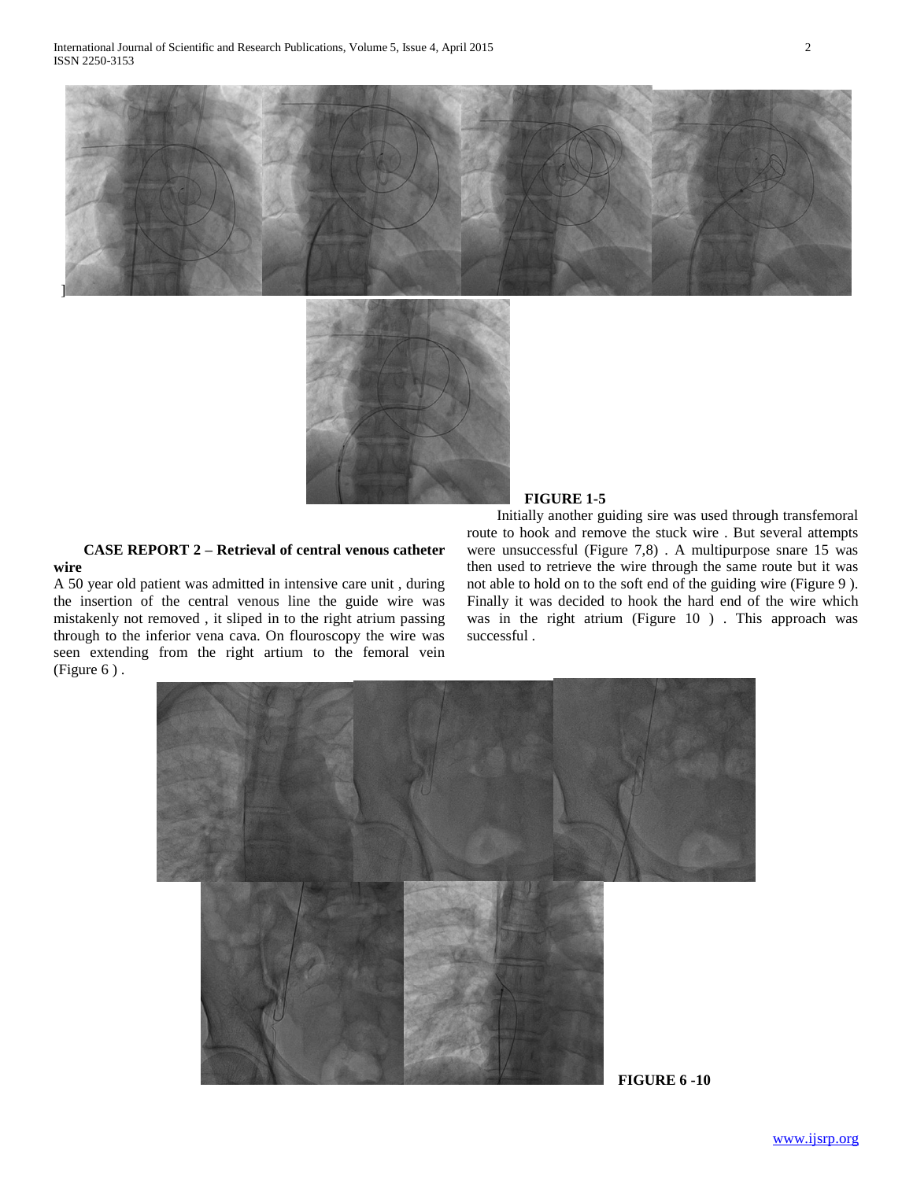]

**FIGURE 1-5**

### CASE REPORT 2 – Retrieval of central venous catheter wire

A 50 year old patient was admitted in intensive care unit , during the insertion of the central venous line the guide wire was mistakenly not removed , it sliped in to the right atrium passing through to the inferior vena cava. On flouroscopy the wire was seen extending from the right artium to the femoral vein (Figure 6 ) .

Initially another guiding sire was used through transfemoral route to hook and remove the stuck wire . But several attempts were unsuccessful (Figure 7,8) . A multipurpose snare 15 was then used to retrieve the wire through the same route but it was not able to hold on to the soft end of the guiding wire (Figure 9 ). Finally it was decided to hook the hard end of the wire which was in the right atrium (Figure 10 ) . This approach was successful .

**FIGURE 6 -10**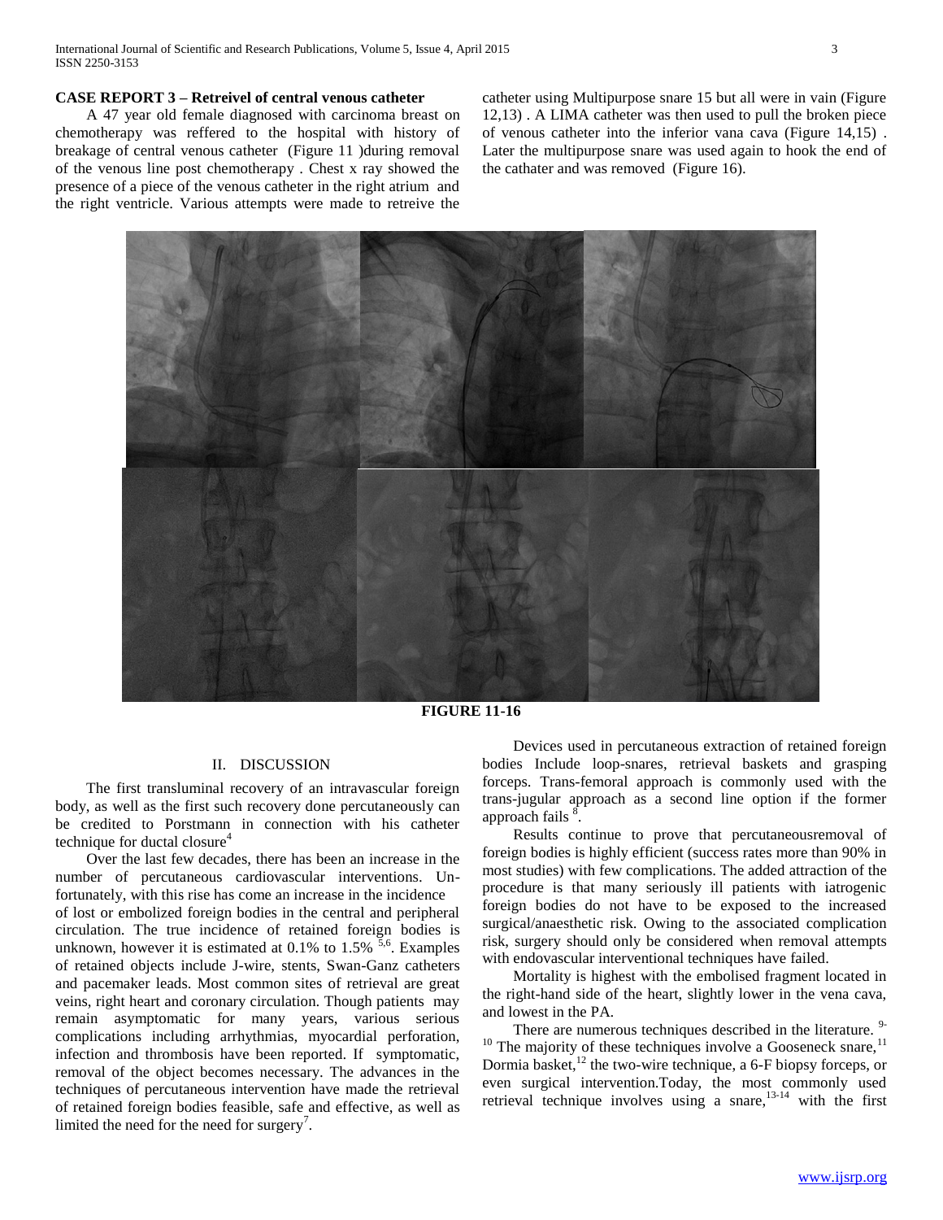**CASE REPORT 3 – Retreivel of central venous catheter**

A 47 year old female diagnosed with carcinoma breast on chemotherapy was reffered to the hospital with history of breakage of central venous catheter (Figure 11 )during removal of the venous line post chemotherapy . Chest x ray showed the presence of a piece of the venous catheter in the right atrium and the right ventricle. Various attempts were made to retreive the catheter using Multipurpose snare 15 but all were in vain (Figure 12,13) . A LIMA catheter was then used to pull the broken piece of venous catheter into the inferior vana cava (Figure 14,15) . Later the multipurpose snare was used again to hook the end of the cathater and was removed (Figure 16).

**FIGURE 11-16**

## II. DISCUSSION

The first transluminal recovery of an intravascular foreign body, as well as the first such recovery done percutaneously can be credited to Porstmann in connection with his catheter technique for ductal closure[4]

Over the last few decades, there has been an increase in the number of percutaneous cardiovascular interventions. Unfortunately, with this rise has come an increase in the incidence of lost or embolized foreign bodies in the central and peripheral circulation. The true incidence of retained foreign bodies is unknown, however it is estimated at 0.1% to 1.5% [5,6]. Examples of retained objects include J-wire, stents, Swan-Ganz catheters and pacemaker leads. Most common sites of retrieval are great veins, right heart and coronary circulation. Though patients may remain asymptomatic for many years, various serious complications including arrhythmias, myocardial perforation, infection and thrombosis have been reported. If symptomatic, removal of the object becomes necessary. The advances in the techniques of percutaneous intervention have made the retrieval of retained foreign bodies feasible, safe and effective, as well as limited the need for the need for surgery[7].

Devices used in percutaneous extraction of retained foreign bodies Include loop-snares, retrieval baskets and grasping forceps. Trans-femoral approach is commonly used with the trans-jugular approach as a second line option if the former approach fails [8].

Results continue to prove that percutaneousremoval of foreign bodies is highly efficient (success rates more than 90% in most studies) with few complications. The added attraction of the procedure is that many seriously ill patients with iatrogenic foreign bodies do not have to be exposed to the increased surgical/anaesthetic risk. Owing to the associated complication risk, surgery should only be considered when removal attempts with endovascular interventional techniques have failed.

Mortality is highest with the embolised fragment located in the right-hand side of the heart, slightly lower in the vena cava, and lowest in the PA.

There are numerous techniques described in the literature. [9-10] The majority of these techniques involve a Gooseneck snare,[11] Dormia basket,[12] the two-wire technique, a 6-F biopsy forceps, or even surgical intervention.Today, the most commonly used retrieval technique involves using a snare,[13-14] with the first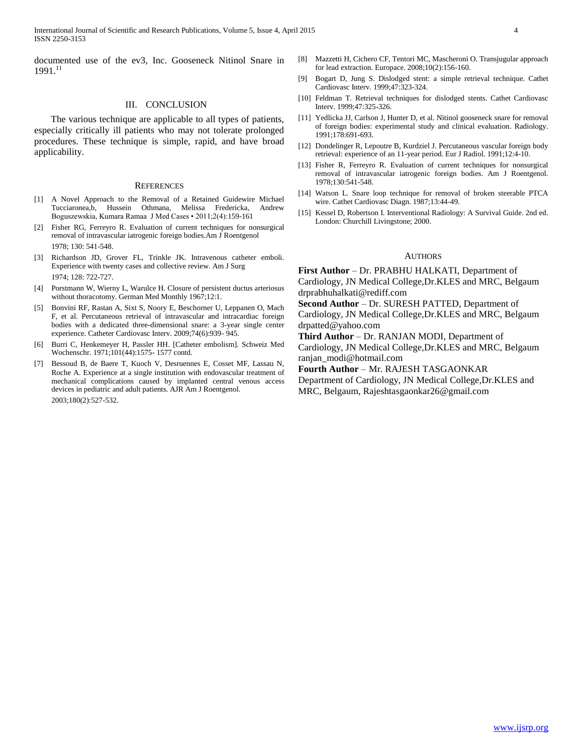documented use of the ev3, Inc. Gooseneck Nitinol Snare in 1991.[11]

## III. CONCLUSION

The various technique are applicable to all types of patients, especially critically ill patients who may not tolerate prolonged procedures. These technique is simple, rapid, and have broad applicability.

## REFERENCES

[1] A Novel Approach to the Removal of a Retained Guidewire Michael Tucciaronea,b, Hussein Othmana, Melissa Fredericka, Andrew Boguszewskia, Kumara Ramaa J Med Cases • 2011;2(4):159-161

[2] Fisher RG, Ferreyro R. Evaluation of current techniques for nonsurgical removal of intravascular iatrogenic foreign bodies.Am J Roentgenol 1978; 130: 541-548.

[3] Richardson JD, Grover FL, Trinkle JK. Intravenous catheter emboli. Experience with twenty cases and collective review. Am J Surg 1974; 128: 722-727.

[4] Porstmann W, Wierny L, Warulce H. Closure of persistent ductus arteriosus without thoracotomy. German Med Monthly 1967;12:1.

[5] Bonvini RF, Rastan A, Sixt S, Noory E, Beschorner U, Leppanen O, Mach F, et al. Percutaneous retrieval of intravascular and intracardiac foreign bodies with a dedicated three-dimensional snare: a 3-year single center experience. Catheter Cardiovasc Interv. 2009;74(6):939- 945.

[6] Burri C, Henkemeyer H, Passler HH. [Catheter embolism]. Schweiz Med Wochenschr. 1971;101(44):1575- 1577 contd.

[7] Bessoud B, de Baere T, Kuoch V, Desruennes E, Cosset MF, Lassau N, Roche A. Experience at a single institution with endovascular treatment of mechanical complications caused by implanted central venous access devices in pediatric and adult patients. AJR Am J Roentgenol. 2003;180(2):527-532.

[8] Mazzetti H, Cichero CF, Tentori MC, Mascheroni O. Transjugular approach for lead extraction. Europace. 2008;10(2):156-160.

[9] Bogart D, Jung S. Dislodged stent: a simple retrieval technique. Cathet Cardiovasc Interv. 1999;47:323-324.

[10] Feldman T. Retrieval techniques for dislodged stents. Cathet Cardiovasc Interv. 1999;47:325-326.

[11] Yedlicka JJ, Carlson J, Hunter D, et al. Nitinol gooseneck snare for removal of foreign bodies: experimental study and clinical evaluation. Radiology. 1991;178:691-693.

[12] Dondelinger R, Lepoutre B, Kurdziel J. Percutaneous vascular foreign body retrieval: experience of an 11-year period. Eur J Radiol. 1991;12:4-10.

[13] Fisher R, Ferreyro R. Evaluation of current techniques for nonsurgical removal of intravascular iatrogenic foreign bodies. Am J Roentgenol. 1978;130:541-548.

[14] Watson L. Snare loop technique for removal of broken steerable PTCA wire. Cathet Cardiovasc Diagn. 1987;13:44-49.

[15] Kessel D, Robertson I. Interventional Radiology: A Survival Guide. 2nd ed. London: Churchill Livingstone; 2000.

## AUTHORS

**First Author** – Dr. PRABHU HALKATI, Department of Cardiology, JN Medical College,Dr.KLES and MRC, Belgaum drprabhuhalkati@rediff.com

**Second Author** – Dr. SURESH PATTED, Department of Cardiology, JN Medical College,Dr.KLES and MRC, Belgaum drpatted@yahoo.com

**Third Author** – Dr. RANJAN MODI, Department of Cardiology, JN Medical College,Dr.KLES and MRC, Belgaum ranjan_modi@hotmail.com

**Fourth Author** – Mr. RAJESH TASGAONKAR Department of Cardiology, JN Medical College,Dr.KLES and MRC, Belgaum, Rajeshtasgaonkar26@gmail.com